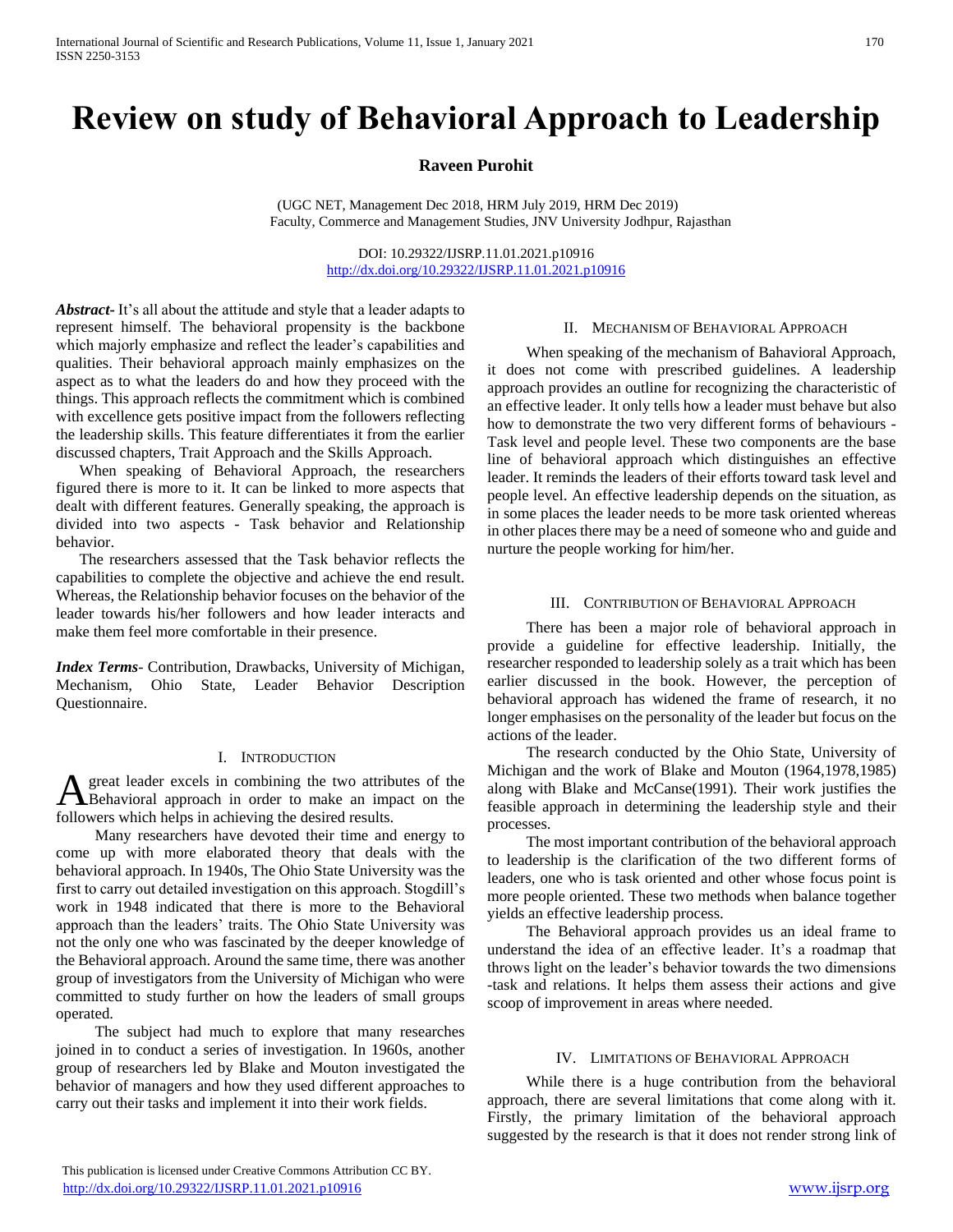# Review on study of Behavioral Approach to Leadership

**Raveen Purohit**

(UGC NET, Management Dec 2018, HRM July 2019, HRM Dec 2019)
Faculty, Commerce and Management Studies, JNV University Jodhpur, Rajasthan

DOI: 10.29322/IJSRP.11.01.2021.p10916
http://dx.doi.org/10.29322/IJSRP.11.01.2021.p10916

***Abstract***- It's all about the attitude and style that a leader adapts to represent himself. The behavioral propensity is the backbone which majorly emphasize and reflect the leader's capabilities and qualities. Their behavioral approach mainly emphasizes on the aspect as to what the leaders do and how they proceed with the things. This approach reflects the commitment which is combined with excellence gets positive impact from the followers reflecting the leadership skills. This feature differentiates it from the earlier discussed chapters, Trait Approach and the Skills Approach.

When speaking of Behavioral Approach, the researchers figured there is more to it. It can be linked to more aspects that dealt with different features. Generally speaking, the approach is divided into two aspects - Task behavior and Relationship behavior.

The researchers assessed that the Task behavior reflects the capabilities to complete the objective and achieve the end result. Whereas, the Relationship behavior focuses on the behavior of the leader towards his/her followers and how leader interacts and make them feel more comfortable in their presence.

***Index Terms***- Contribution, Drawbacks, University of Michigan, Mechanism, Ohio State, Leader Behavior Description Questionnaire.

## I. Introduction

A great leader excels in combining the two attributes of the Behavioral approach in order to make an impact on the followers which helps in achieving the desired results.

Many researchers have devoted their time and energy to come up with more elaborated theory that deals with the behavioral approach. In 1940s, The Ohio State University was the first to carry out detailed investigation on this approach. Stogdill's work in 1948 indicated that there is more to the Behavioral approach than the leaders' traits. The Ohio State University was not the only one who was fascinated by the deeper knowledge of the Behavioral approach. Around the same time, there was another group of investigators from the University of Michigan who were committed to study further on how the leaders of small groups operated.

The subject had much to explore that many researches joined in to conduct a series of investigation. In 1960s, another group of researchers led by Blake and Mouton investigated the behavior of managers and how they used different approaches to carry out their tasks and implement it into their work fields.

## II. Mechanism of Behavioral Approach

When speaking of the mechanism of Bahavioral Approach, it does not come with prescribed guidelines. A leadership approach provides an outline for recognizing the characteristic of an effective leader. It only tells how a leader must behave but also how to demonstrate the two very different forms of behaviours - Task level and people level. These two components are the base line of behavioral approach which distinguishes an effective leader. It reminds the leaders of their efforts toward task level and people level. An effective leadership depends on the situation, as in some places the leader needs to be more task oriented whereas in other places there may be a need of someone who and guide and nurture the people working for him/her.

## III. Contribution of Behavioral Approach

There has been a major role of behavioral approach in provide a guideline for effective leadership. Initially, the researcher responded to leadership solely as a trait which has been earlier discussed in the book. However, the perception of behavioral approach has widened the frame of research, it no longer emphasises on the personality of the leader but focus on the actions of the leader.

The research conducted by the Ohio State, University of Michigan and the work of Blake and Mouton (1964,1978,1985) along with Blake and McCanse(1991). Their work justifies the feasible approach in determining the leadership style and their processes.

The most important contribution of the behavioral approach to leadership is the clarification of the two different forms of leaders, one who is task oriented and other whose focus point is more people oriented. These two methods when balance together yields an effective leadership process.

The Behavioral approach provides us an ideal frame to understand the idea of an effective leader. It's a roadmap that throws light on the leader's behavior towards the two dimensions -task and relations. It helps them assess their actions and give scoop of improvement in areas where needed.

## IV. Limitations of Behavioral Approach

While there is a huge contribution from the behavioral approach, there are several limitations that come along with it. Firstly, the primary limitation of the behavioral approach suggested by the research is that it does not render strong link of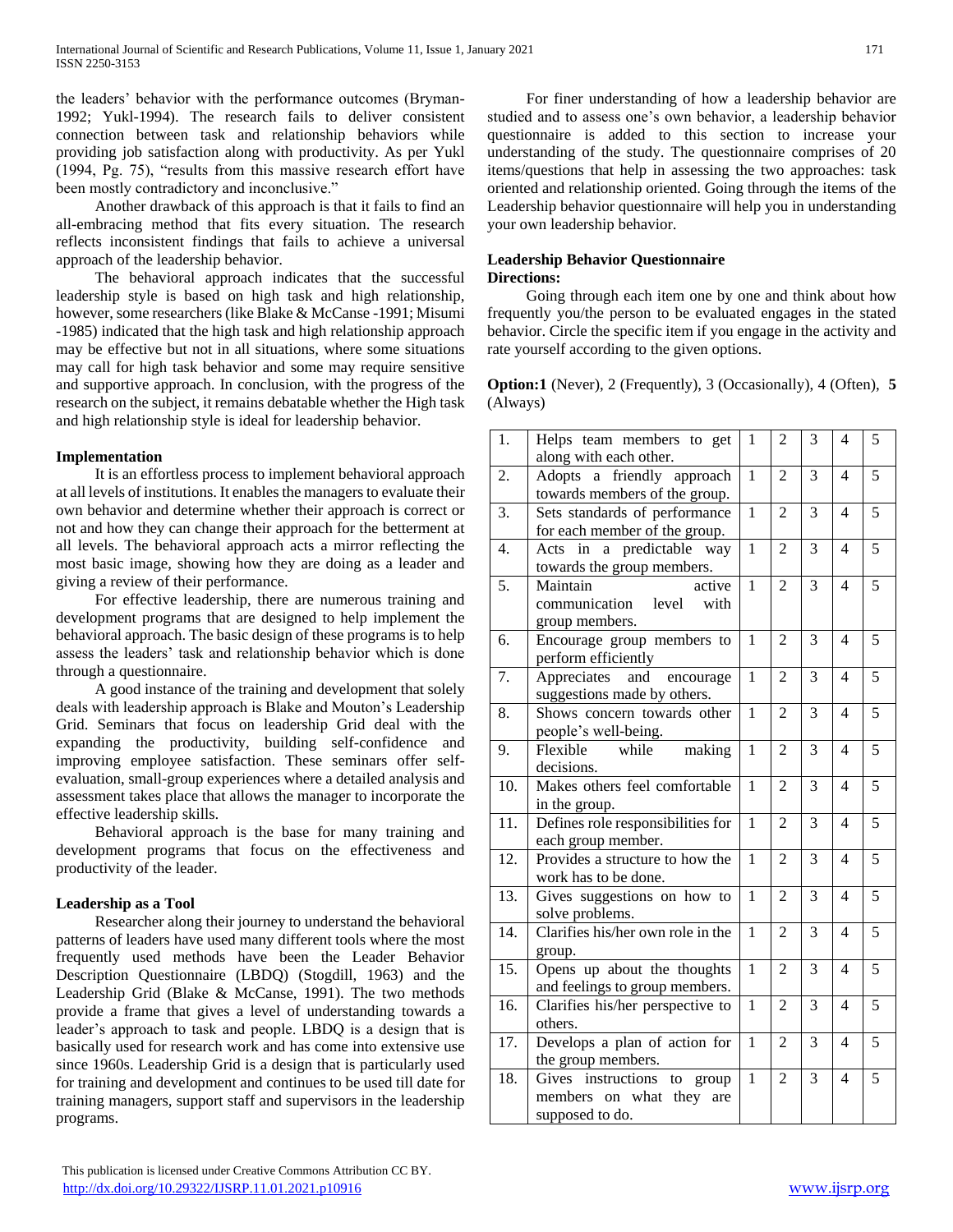the leaders' behavior with the performance outcomes (Bryman-1992; Yukl-1994). The research fails to deliver consistent connection between task and relationship behaviors while providing job satisfaction along with productivity. As per Yukl (1994, Pg. 75), "results from this massive research effort have been mostly contradictory and inconclusive."

Another drawback of this approach is that it fails to find an all-embracing method that fits every situation. The research reflects inconsistent findings that fails to achieve a universal approach of the leadership behavior.

The behavioral approach indicates that the successful leadership style is based on high task and high relationship, however, some researchers (like Blake & McCanse -1991; Misumi -1985) indicated that the high task and high relationship approach may be effective but not in all situations, where some situations may call for high task behavior and some may require sensitive and supportive approach. In conclusion, with the progress of the research on the subject, it remains debatable whether the High task and high relationship style is ideal for leadership behavior.

**Implementation**

It is an effortless process to implement behavioral approach at all levels of institutions. It enables the managers to evaluate their own behavior and determine whether their approach is correct or not and how they can change their approach for the betterment at all levels. The behavioral approach acts a mirror reflecting the most basic image, showing how they are doing as a leader and giving a review of their performance.

For effective leadership, there are numerous training and development programs that are designed to help implement the behavioral approach. The basic design of these programs is to help assess the leaders' task and relationship behavior which is done through a questionnaire.

A good instance of the training and development that solely deals with leadership approach is Blake and Mouton's Leadership Grid. Seminars that focus on leadership Grid deal with the expanding the productivity, building self-confidence and improving employee satisfaction. These seminars offer self-evaluation, small-group experiences where a detailed analysis and assessment takes place that allows the manager to incorporate the effective leadership skills.

Behavioral approach is the base for many training and development programs that focus on the effectiveness and productivity of the leader.

**Leadership as a Tool**

Researcher along their journey to understand the behavioral patterns of leaders have used many different tools where the most frequently used methods have been the Leader Behavior Description Questionnaire (LBDQ) (Stogdill, 1963) and the Leadership Grid (Blake & McCanse, 1991). The two methods provide a frame that gives a level of understanding towards a leader's approach to task and people. LBDQ is a design that is basically used for research work and has come into extensive use since 1960s. Leadership Grid is a design that is particularly used for training and development and continues to be used till date for training managers, support staff and supervisors in the leadership programs.

For finer understanding of how a leadership behavior are studied and to assess one's own behavior, a leadership behavior questionnaire is added to this section to increase your understanding of the study. The questionnaire comprises of 20 items/questions that help in assessing the two approaches: task oriented and relationship oriented. Going through the items of the Leadership behavior questionnaire will help you in understanding your own leadership behavior.

**Leadership Behavior Questionnaire**
**Directions:**

Going through each item one by one and think about how frequently you/the person to be evaluated engages in the stated behavior. Circle the specific item if you engage in the activity and rate yourself according to the given options.

**Option:1** (Never), 2 (Frequently), 3 (Occasionally), 4 (Often), **5** (Always)

| | | | | | | |
|---|---|---|---|---|---|---|
| 1. | Helps team members to get along with each other. | 1 | 2 | 3 | 4 | 5 |
| 2. | Adopts a friendly approach towards members of the group. | 1 | 2 | 3 | 4 | 5 |
| 3. | Sets standards of performance for each member of the group. | 1 | 2 | 3 | 4 | 5 |
| 4. | Acts in a predictable way towards the group members. | 1 | 2 | 3 | 4 | 5 |
| 5. | Maintain active communication level with group members. | 1 | 2 | 3 | 4 | 5 |
| 6. | Encourage group members to perform efficiently | 1 | 2 | 3 | 4 | 5 |
| 7. | Appreciates and encourage suggestions made by others. | 1 | 2 | 3 | 4 | 5 |
| 8. | Shows concern towards other people's well-being. | 1 | 2 | 3 | 4 | 5 |
| 9. | Flexible while making decisions. | 1 | 2 | 3 | 4 | 5 |
| 10. | Makes others feel comfortable in the group. | 1 | 2 | 3 | 4 | 5 |
| 11. | Defines role responsibilities for each group member. | 1 | 2 | 3 | 4 | 5 |
| 12. | Provides a structure to how the work has to be done. | 1 | 2 | 3 | 4 | 5 |
| 13. | Gives suggestions on how to solve problems. | 1 | 2 | 3 | 4 | 5 |
| 14. | Clarifies his/her own role in the group. | 1 | 2 | 3 | 4 | 5 |
| 15. | Opens up about the thoughts and feelings to group members. | 1 | 2 | 3 | 4 | 5 |
| 16. | Clarifies his/her perspective to others. | 1 | 2 | 3 | 4 | 5 |
| 17. | Develops a plan of action for the group members. | 1 | 2 | 3 | 4 | 5 |
| 18. | Gives instructions to group members on what they are supposed to do. | 1 | 2 | 3 | 4 | 5 |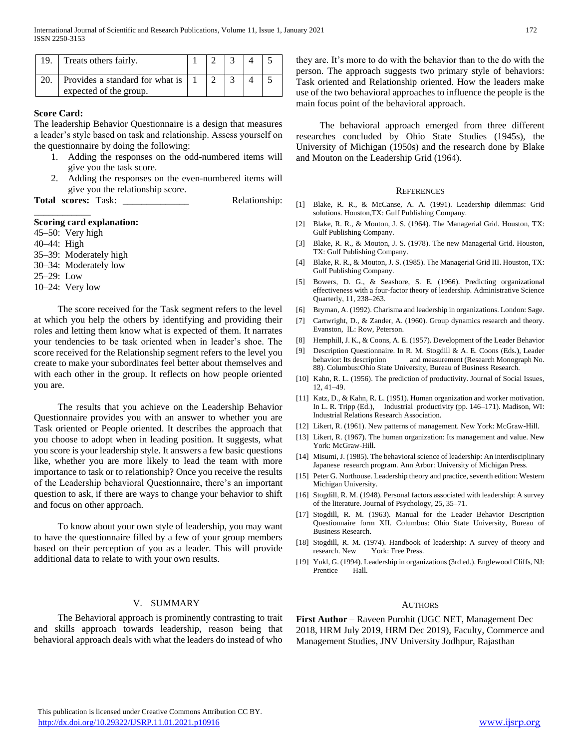| 19. | Treats others fairly. | 1 | 2 | 3 | 4 | 5 |
|---|---|---|---|---|---|---|
| 20. | Provides a standard for what is expected of the group. | 1 | 2 | 3 | 4 | 5 |

**Score Card:**

The leadership Behavior Questionnaire is a design that measures a leader's style based on task and relationship. Assess yourself on the questionnaire by doing the following:

1. Adding the responses on the odd-numbered items will give you the task score.
2. Adding the responses on the even-numbered items will give you the relationship score.

**Total scores:** Task: _____________ Relationship: ____________

**Scoring card explanation:**

45–50: Very high
40–44: High
35–39: Moderately high
30–34: Moderately low
25–29: Low
10–24: Very low

The score received for the Task segment refers to the level at which you help the others by identifying and providing their roles and letting them know what is expected of them. It narrates your tendencies to be task oriented when in leader's shoe. The score received for the Relationship segment refers to the level you create to make your subordinates feel better about themselves and with each other in the group. It reflects on how people oriented you are.

The results that you achieve on the Leadership Behavior Questionnaire provides you with an answer to whether you are Task oriented or People oriented. It describes the approach that you choose to adopt when in leading position. It suggests, what you score is your leadership style. It answers a few basic questions like, whether you are more likely to lead the team with more importance to task or to relationship? Once you receive the results of the Leadership behavioral Questionnaire, there's an important question to ask, if there are ways to change your behavior to shift and focus on other approach.

To know about your own style of leadership, you may want to have the questionnaire filled by a few of your group members based on their perception of you as a leader. This will provide additional data to relate to with your own results.

## V. SUMMARY

The Behavioral approach is prominently contrasting to trait and skills approach towards leadership, reason being that behavioral approach deals with what the leaders do instead of who they are. It's more to do with the behavior than to the do with the person. The approach suggests two primary style of behaviors: Task oriented and Relationship oriented. How the leaders make use of the two behavioral approaches to influence the people is the main focus point of the behavioral approach.

The behavioral approach emerged from three different researches concluded by Ohio State Studies (1945s), the University of Michigan (1950s) and the research done by Blake and Mouton on the Leadership Grid (1964).

## REFERENCES

[1] Blake, R. R., & McCanse, A. A. (1991). Leadership dilemmas: Grid solutions. Houston,TX: Gulf Publishing Company.

[2] Blake, R. R., & Mouton, J. S. (1964). The Managerial Grid. Houston, TX: Gulf Publishing Company.

[3] Blake, R. R., & Mouton, J. S. (1978). The new Managerial Grid. Houston, TX: Gulf Publishing Company.

[4] Blake, R. R., & Mouton, J. S. (1985). The Managerial Grid III. Houston, TX: Gulf Publishing Company.

[5] Bowers, D. G., & Seashore, S. E. (1966). Predicting organizational effectiveness with a four-factor theory of leadership. Administrative Science Quarterly, 11, 238–263.

[6] Bryman, A. (1992). Charisma and leadership in organizations. London: Sage.

[7] Cartwright, D., & Zander, A. (1960). Group dynamics research and theory. Evanston, IL: Row, Peterson.

[8] Hemphill, J. K., & Coons, A. E. (1957). Development of the Leader Behavior

[9] Description Questionnaire. In R. M. Stogdill & A. E. Coons (Eds.), Leader behavior: Its description and measurement (Research Monograph No. 88). Columbus:Ohio State University, Bureau of Business Research.

[10] Kahn, R. L. (1956). The prediction of productivity. Journal of Social Issues, 12, 41–49.

[11] Katz, D., & Kahn, R. L. (1951). Human organization and worker motivation. In L. R. Tripp (Ed.), Industrial productivity (pp. 146–171). Madison, WI: Industrial Relations Research Association.

[12] Likert, R. (1961). New patterns of management. New York: McGraw-Hill.

[13] Likert, R. (1967). The human organization: Its management and value. New York: McGraw-Hill.

[14] Misumi, J. (1985). The behavioral science of leadership: An interdisciplinary Japanese research program. Ann Arbor: University of Michigan Press.

[15] Peter G. Northouse. Leadership theory and practice, seventh edition: Western Michigan University.

[16] Stogdill, R. M. (1948). Personal factors associated with leadership: A survey of the literature. Journal of Psychology, 25, 35–71.

[17] Stogdill, R. M. (1963). Manual for the Leader Behavior Description Questionnaire form XII. Columbus: Ohio State University, Bureau of Business Research.

[18] Stogdill, R. M. (1974). Handbook of leadership: A survey of theory and research. New York: Free Press.

[19] Yukl, G. (1994). Leadership in organizations (3rd ed.). Englewood Cliffs, NJ: Prentice Hall.

## AUTHORS

**First Author** – Raveen Purohit (UGC NET, Management Dec 2018, HRM July 2019, HRM Dec 2019), Faculty, Commerce and Management Studies, JNV University Jodhpur, Rajasthan